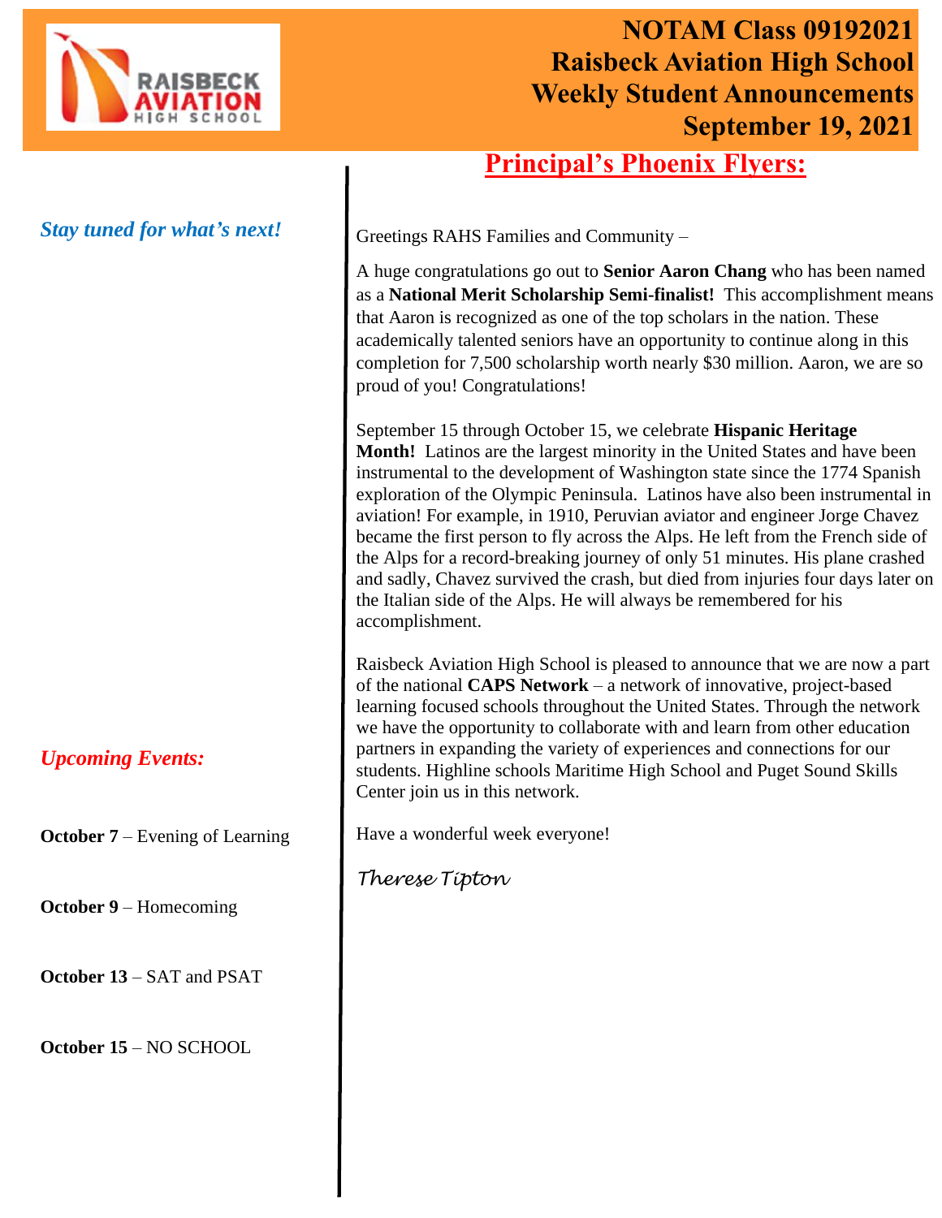# NOTAM Class 09192021
# Raisbeck Aviation High School
# Weekly Student Announcements
# September 19, 2021

*Stay tuned for what's next!*

*Upcoming Events:*

**October 7** – Evening of Learning

**October 9** – Homecoming

**October 13** – SAT and PSAT

**October 15** – NO SCHOOL

## Principal's Phoenix Flyers:

Greetings RAHS Families and Community –

A huge congratulations go out to **Senior Aaron Chang** who has been named as a **National Merit Scholarship Semi-finalist!** This accomplishment means that Aaron is recognized as one of the top scholars in the nation. These academically talented seniors have an opportunity to continue along in this completion for 7,500 scholarship worth nearly $30 million. Aaron, we are so proud of you! Congratulations!

September 15 through October 15, we celebrate **Hispanic Heritage Month!** Latinos are the largest minority in the United States and have been instrumental to the development of Washington state since the 1774 Spanish exploration of the Olympic Peninsula. Latinos have also been instrumental in aviation! For example, in 1910, Peruvian aviator and engineer Jorge Chavez became the first person to fly across the Alps. He left from the French side of the Alps for a record-breaking journey of only 51 minutes. His plane crashed and sadly, Chavez survived the crash, but died from injuries four days later on the Italian side of the Alps. He will always be remembered for his accomplishment.

Raisbeck Aviation High School is pleased to announce that we are now a part of the national **CAPS Network** – a network of innovative, project-based learning focused schools throughout the United States. Through the network we have the opportunity to collaborate with and learn from other education partners in expanding the variety of experiences and connections for our students. Highline schools Maritime High School and Puget Sound Skills Center join us in this network.

Have a wonderful week everyone!

*Therese Tipton*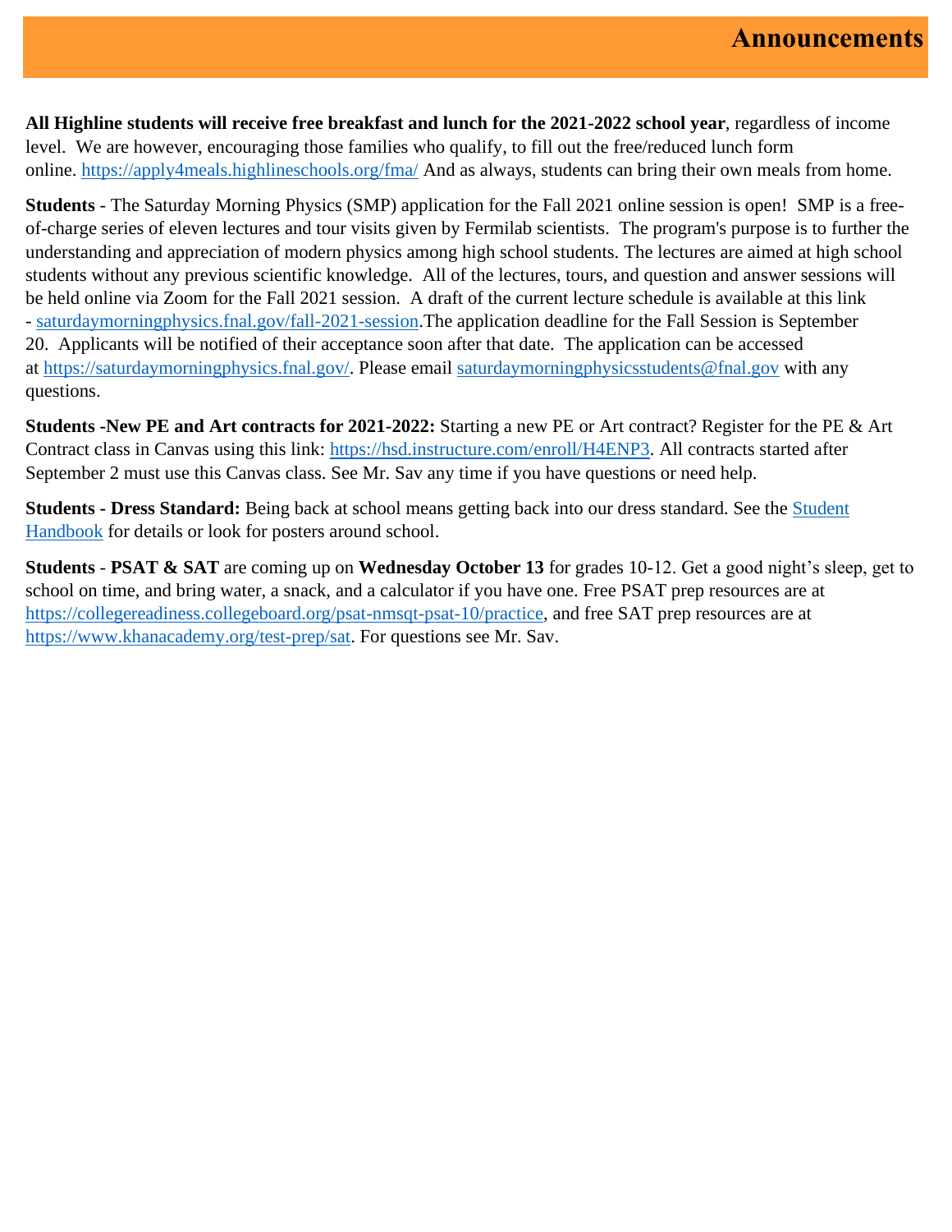# Announcements

**All Highline students will receive free breakfast and lunch for the 2021-2022 school year**, regardless of income level. We are however, encouraging those families who qualify, to fill out the free/reduced lunch form online. https://apply4meals.highlineschools.org/fma/ And as always, students can bring their own meals from home.

**Students** - The Saturday Morning Physics (SMP) application for the Fall 2021 online session is open! SMP is a free-of-charge series of eleven lectures and tour visits given by Fermilab scientists. The program's purpose is to further the understanding and appreciation of modern physics among high school students. The lectures are aimed at high school students without any previous scientific knowledge. All of the lectures, tours, and question and answer sessions will be held online via Zoom for the Fall 2021 session. A draft of the current lecture schedule is available at this link - saturdaymorningphysics.fnal.gov/fall-2021-session.The application deadline for the Fall Session is September 20. Applicants will be notified of their acceptance soon after that date. The application can be accessed at https://saturdaymorningphysics.fnal.gov/. Please email saturdaymorningphysicsstudents@fnal.gov with any questions.

**Students -New PE and Art contracts for 2021-2022:** Starting a new PE or Art contract? Register for the PE & Art Contract class in Canvas using this link: https://hsd.instructure.com/enroll/H4ENP3. All contracts started after September 2 must use this Canvas class. See Mr. Sav any time if you have questions or need help.

**Students - Dress Standard:** Being back at school means getting back into our dress standard. See the Student Handbook for details or look for posters around school.

**Students** - **PSAT & SAT** are coming up on **Wednesday October 13** for grades 10-12. Get a good night's sleep, get to school on time, and bring water, a snack, and a calculator if you have one. Free PSAT prep resources are at https://collegereadiness.collegeboard.org/psat-nmsqt-psat-10/practice, and free SAT prep resources are at https://www.khanacademy.org/test-prep/sat. For questions see Mr. Sav.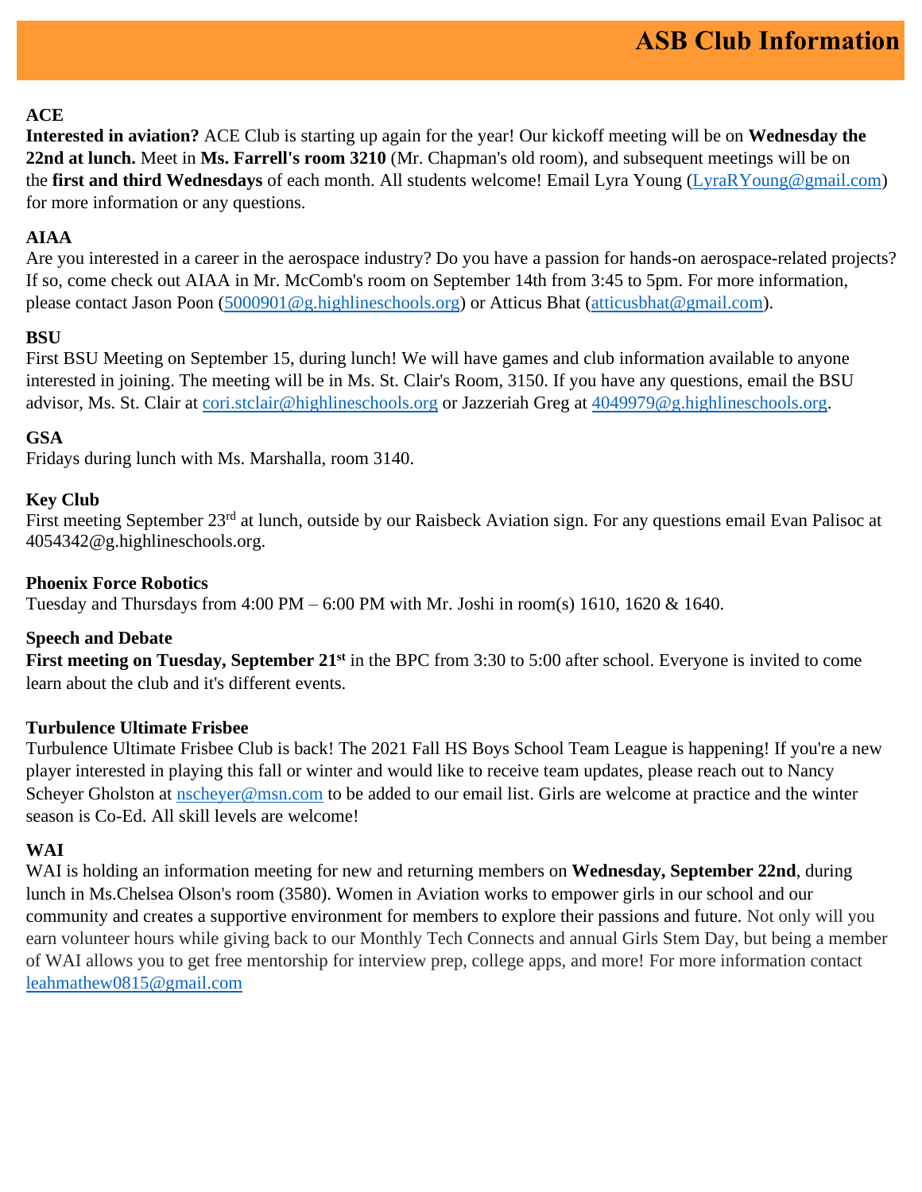# ASB Club Information

### ACE

**Interested in aviation?** ACE Club is starting up again for the year! Our kickoff meeting will be on **Wednesday the 22nd at lunch.** Meet in **Ms. Farrell's room 3210** (Mr. Chapman's old room), and subsequent meetings will be on the **first and third Wednesdays** of each month. All students welcome! Email Lyra Young (LyraRYoung@gmail.com) for more information or any questions.

### AIAA

Are you interested in a career in the aerospace industry? Do you have a passion for hands-on aerospace-related projects? If so, come check out AIAA in Mr. McComb's room on September 14th from 3:45 to 5pm. For more information, please contact Jason Poon (5000901@g.highlineschools.org) or Atticus Bhat (atticusbhat@gmail.com).

### BSU

First BSU Meeting on September 15, during lunch! We will have games and club information available to anyone interested in joining. The meeting will be in Ms. St. Clair's Room, 3150. If you have any questions, email the BSU advisor, Ms. St. Clair at cori.stclair@highlineschools.org or Jazzeriah Greg at 4049979@g.highlineschools.org.

### GSA

Fridays during lunch with Ms. Marshalla, room 3140.

### Key Club

First meeting September 23rd at lunch, outside by our Raisbeck Aviation sign. For any questions email Evan Palisoc at 4054342@g.highlineschools.org.

### Phoenix Force Robotics

Tuesday and Thursdays from 4:00 PM – 6:00 PM with Mr. Joshi in room(s) 1610, 1620 & 1640.

### Speech and Debate

**First meeting on Tuesday, September 21st** in the BPC from 3:30 to 5:00 after school. Everyone is invited to come learn about the club and it's different events.

### Turbulence Ultimate Frisbee

Turbulence Ultimate Frisbee Club is back! The 2021 Fall HS Boys School Team League is happening! If you're a new player interested in playing this fall or winter and would like to receive team updates, please reach out to Nancy Scheyer Gholston at nscheyer@msn.com to be added to our email list. Girls are welcome at practice and the winter season is Co-Ed. All skill levels are welcome!

### WAI

WAI is holding an information meeting for new and returning members on **Wednesday, September 22nd**, during lunch in Ms.Chelsea Olson's room (3580). Women in Aviation works to empower girls in our school and our community and creates a supportive environment for members to explore their passions and future. Not only will you earn volunteer hours while giving back to our Monthly Tech Connects and annual Girls Stem Day, but being a member of WAI allows you to get free mentorship for interview prep, college apps, and more! For more information contact leahmathew0815@gmail.com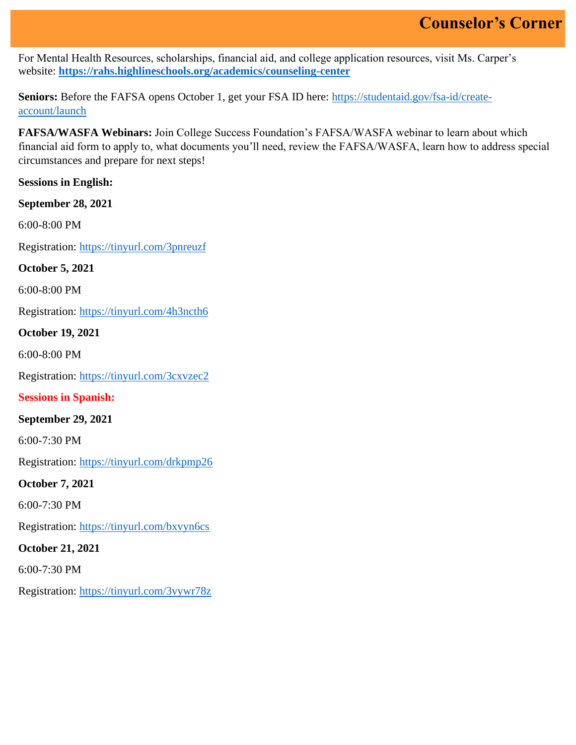# Counselor's Corner

For Mental Health Resources, scholarships, financial aid, and college application resources, visit Ms. Carper's website: **https://rahs.highlineschools.org/academics/counseling-center**

**Seniors:** Before the FAFSA opens October 1, get your FSA ID here: https://studentaid.gov/fsa-id/create-account/launch

**FAFSA/WASFA Webinars:** Join College Success Foundation's FAFSA/WASFA webinar to learn about which financial aid form to apply to, what documents you'll need, review the FAFSA/WASFA, learn how to address special circumstances and prepare for next steps!

**Sessions in English:**

**September 28, 2021**

6:00-8:00 PM

Registration: https://tinyurl.com/3pnreuzf

**October 5, 2021**

6:00-8:00 PM

Registration: https://tinyurl.com/4h3ncth6

**October 19, 2021**

6:00-8:00 PM

Registration: https://tinyurl.com/3cxvzec2

**Sessions in Spanish:**

**September 29, 2021**

6:00-7:30 PM

Registration: https://tinyurl.com/drkpmp26

**October 7, 2021**

6:00-7:30 PM

Registration: https://tinyurl.com/bxvyn6cs

**October 21, 2021**

6:00-7:30 PM

Registration: https://tinyurl.com/3vywr78z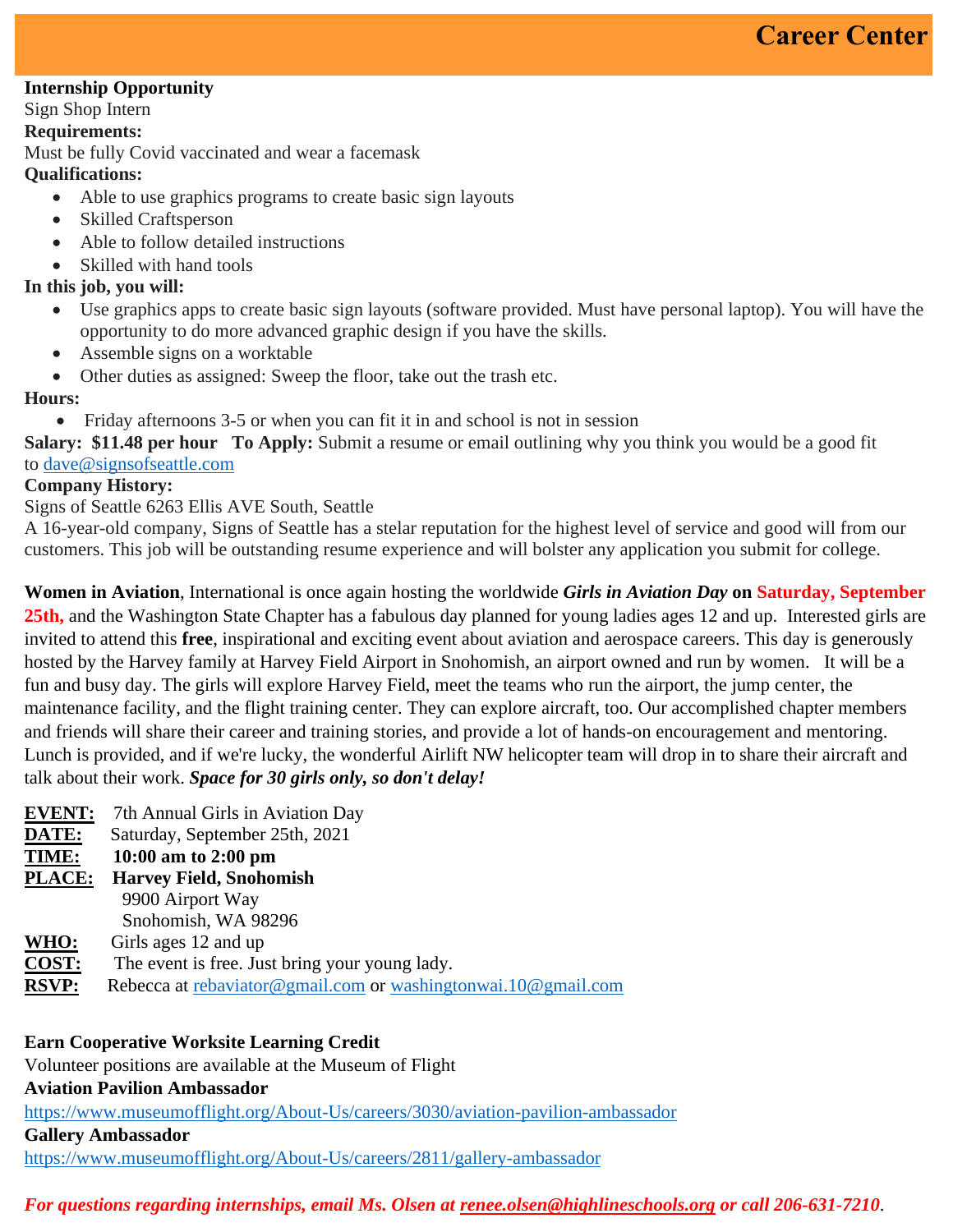# Career Center

**Internship Opportunity**

Sign Shop Intern

**Requirements:**

Must be fully Covid vaccinated and wear a facemask

**Qualifications:**

- Able to use graphics programs to create basic sign layouts
- Skilled Craftsperson
- Able to follow detailed instructions
- Skilled with hand tools

**In this job, you will:**

- Use graphics apps to create basic sign layouts (software provided. Must have personal laptop). You will have the opportunity to do more advanced graphic design if you have the skills.
- Assemble signs on a worktable
- Other duties as assigned: Sweep the floor, take out the trash etc.

**Hours:**

- Friday afternoons 3-5 or when you can fit it in and school is not in session

**Salary: $11.48 per hour** **To Apply:** Submit a resume or email outlining why you think you would be a good fit to dave@signsofseattle.com

**Company History:**

Signs of Seattle 6263 Ellis AVE South, Seattle

A 16-year-old company, Signs of Seattle has a stelar reputation for the highest level of service and good will from our customers. This job will be outstanding resume experience and will bolster any application you submit for college.

**Women in Aviation**, International is once again hosting the worldwide ***Girls in Aviation Day*** **on Saturday, September 25th,** and the Washington State Chapter has a fabulous day planned for young ladies ages 12 and up. Interested girls are invited to attend this **free**, inspirational and exciting event about aviation and aerospace careers. This day is generously hosted by the Harvey family at Harvey Field Airport in Snohomish, an airport owned and run by women. It will be a fun and busy day. The girls will explore Harvey Field, meet the teams who run the airport, the jump center, the maintenance facility, and the flight training center. They can explore aircraft, too. Our accomplished chapter members and friends will share their career and training stories, and provide a lot of hands-on encouragement and mentoring. Lunch is provided, and if we're lucky, the wonderful Airlift NW helicopter team will drop in to share their aircraft and talk about their work. ***Space for 30 girls only, so don't delay!***

**EVENT:** 7th Annual Girls in Aviation Day
**DATE:** Saturday, September 25th, 2021
**TIME:** **10:00 am to 2:00 pm**
**PLACE:** **Harvey Field, Snohomish**
9900 Airport Way
Snohomish, WA 98296
**WHO:** Girls ages 12 and up
**COST:** The event is free. Just bring your young lady.
**RSVP:** Rebecca at rebaviator@gmail.com or washingtonwai.10@gmail.com

**Earn Cooperative Worksite Learning Credit**

Volunteer positions are available at the Museum of Flight

**Aviation Pavilion Ambassador**

https://www.museumofflight.org/About-Us/careers/3030/aviation-pavilion-ambassador

**Gallery Ambassador**

https://www.museumofflight.org/About-Us/careers/2811/gallery-ambassador

***For questions regarding internships, email Ms. Olsen at renee.olsen@highlineschools.org or call 206-631-7210***.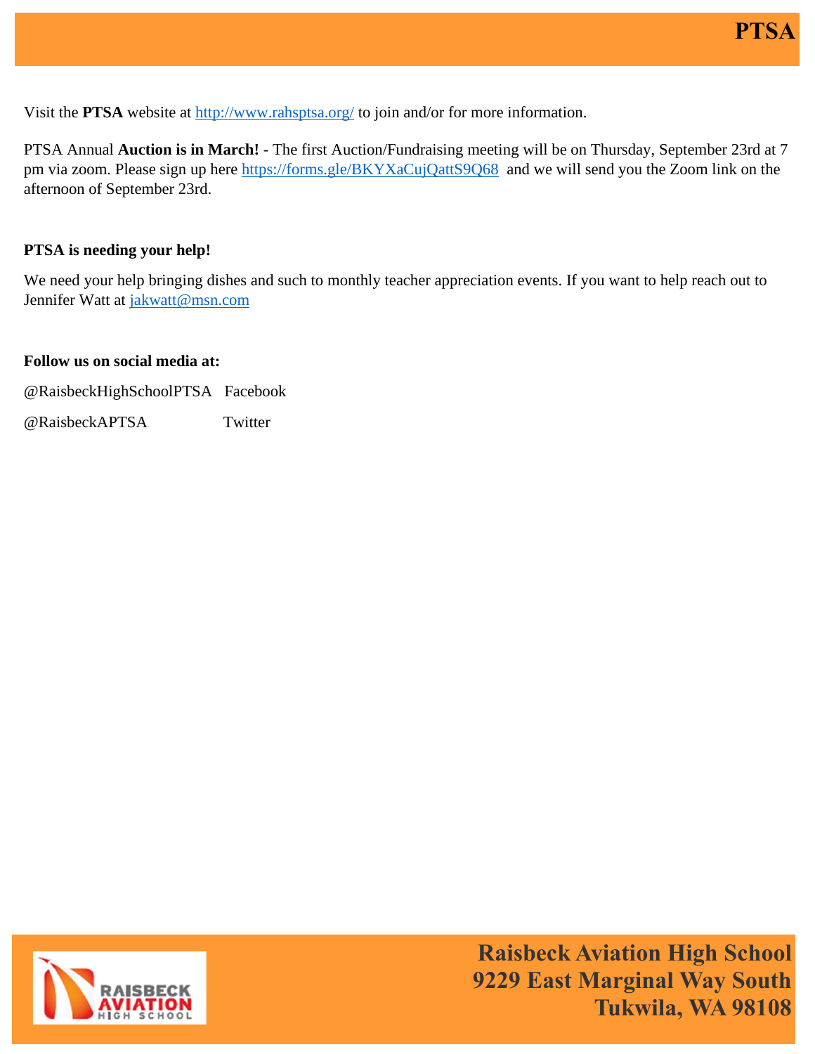# PTSA

Visit the **PTSA** website at http://www.rahsptsa.org/ to join and/or for more information.

PTSA Annual **Auction is in March!** - The first Auction/Fundraising meeting will be on Thursday, September 23rd at 7 pm via zoom. Please sign up here https://forms.gle/BKYXaCujQattS9Q68 and we will send you the Zoom link on the afternoon of September 23rd.

**PTSA is needing your help!**

We need your help bringing dishes and such to monthly teacher appreciation events. If you want to help reach out to Jennifer Watt at jakwatt@msn.com

**Follow us on social media at:**

@RaisbeckHighSchoolPTSA Facebook

@RaisbeckAPTSA Twitter

**Raisbeck Aviation High School**
**9229 East Marginal Way South**
**Tukwila, WA 98108**